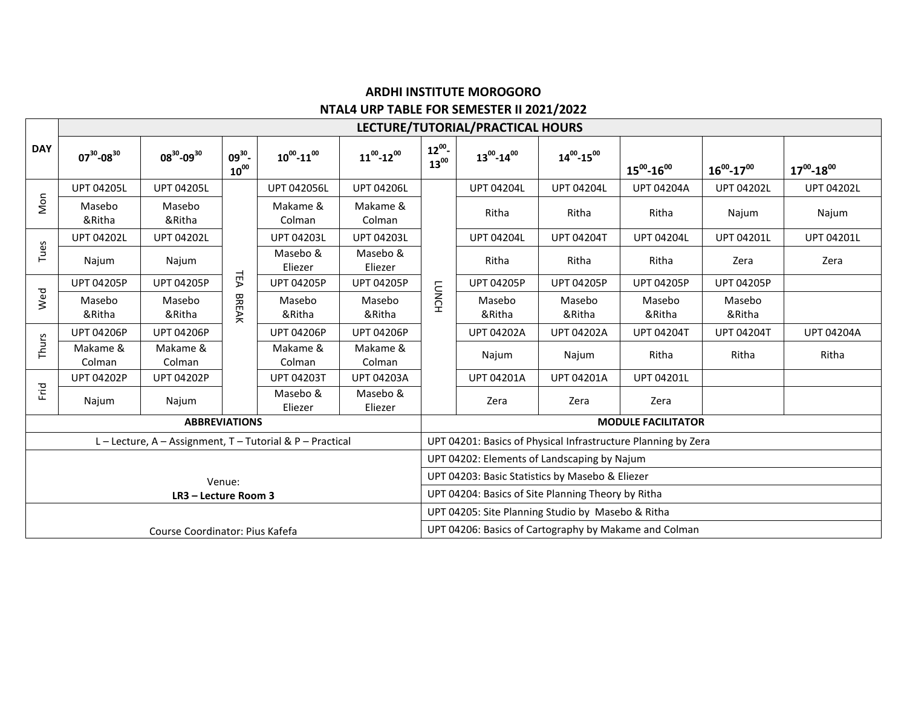# ARDHI INSTITUTE MOROGORO

## NTAL4 URP TABLE FOR SEMESTER II 2021/2022

| DAY | LECTURE/TUTORIAL/PRACTICAL HOURS | | | | | | | | | | |
|---|---|---|---|---|---|---|---|---|---|---|---|
| | $07^{30}$-$08^{30}$ | $08^{30}$-$09^{30}$ | $09^{30}$-$10^{00}$ | $10^{00}$-$11^{00}$ | $11^{00}$-$12^{00}$ | $12^{00}$-$13^{00}$ | $13^{00}$-$14^{00}$ | $14^{00}$-$15^{00}$ | $15^{00}$-$16^{00}$ | $16^{00}$-$17^{00}$ | $17^{00}$-$18^{00}$ |
| Mon | UPT 04205L | UPT 04205L | TEA BREAK | UPT 042056L | UPT 04206L | LUNCH | UPT 04204L | UPT 04204L | UPT 04204A | UPT 04202L | UPT 04202L |
| | Masebo &Ritha | Masebo &Ritha | | Makame & Colman | Makame & Colman | | Ritha | Ritha | Ritha | Najum | Najum |
| Tues | UPT 04202L | UPT 04202L | | UPT 04203L | UPT 04203L | | UPT 04204L | UPT 04204T | UPT 04204L | UPT 04201L | UPT 04201L |
| | Najum | Najum | | Masebo & Eliezer | Masebo & Eliezer | | Ritha | Ritha | Ritha | Zera | Zera |
| Wed | UPT 04205P | UPT 04205P | | UPT 04205P | UPT 04205P | | UPT 04205P | UPT 04205P | UPT 04205P | UPT 04205P | |
| | Masebo &Ritha | Masebo &Ritha | | Masebo &Ritha | Masebo &Ritha | | Masebo &Ritha | Masebo &Ritha | Masebo &Ritha | Masebo &Ritha | |
| Thurs | UPT 04206P | UPT 04206P | | UPT 04206P | UPT 04206P | | UPT 04202A | UPT 04202A | UPT 04204T | UPT 04204T | UPT 04204A |
| | Makame & Colman | Makame & Colman | | Makame & Colman | Makame & Colman | | Najum | Najum | Ritha | Ritha | Ritha |
| Frid | UPT 04202P | UPT 04202P | | UPT 04203T | UPT 04203A | | UPT 04201A | UPT 04201A | UPT 04201L | | |
| | Najum | Najum | | Masebo & Eliezer | Masebo & Eliezer | | Zera | Zera | Zera | | |

| ABBREVIATIONS | MODULE FACILITATOR |
|---|---|
| L – Lecture, A – Assignment, T – Tutorial & P – Practical | UPT 04201: Basics of Physical Infrastructure Planning by Zera |
| Venue: **LR3 – Lecture Room 3** | UPT 04202: Elements of Landscaping by Najum |
| | UPT 04203: Basic Statistics by Masebo & Eliezer |
| | UPT 04204: Basics of Site Planning Theory by Ritha |
| Course Coordinator: Pius Kafefa | UPT 04205: Site Planning Studio by Masebo & Ritha |
| | UPT 04206: Basics of Cartography by Makame and Colman |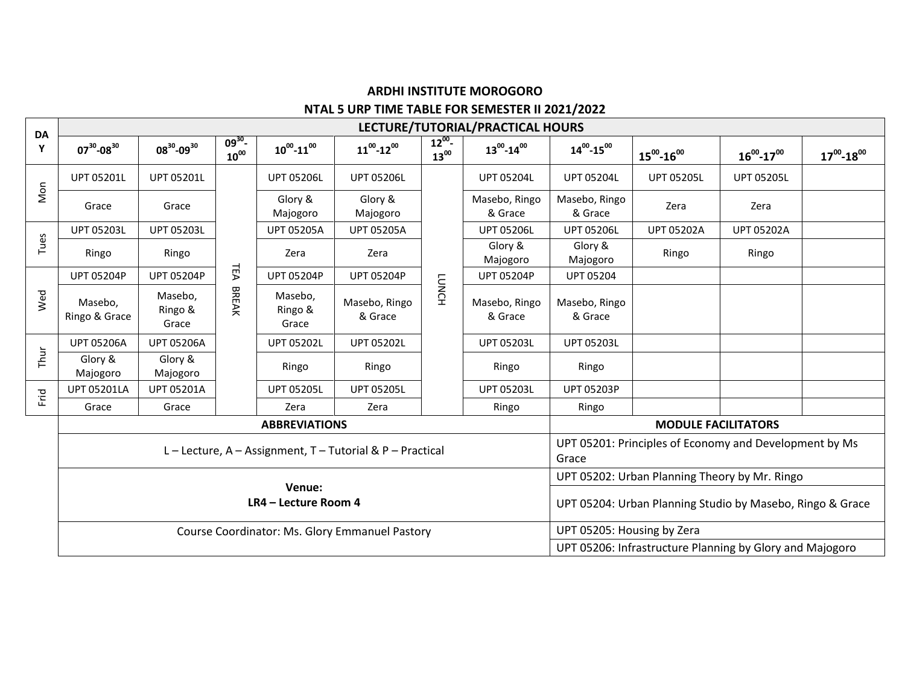**ARDHI INSTITUTE MOROGORO**

**NTAL 5 URP TIME TABLE FOR SEMESTER II 2021/2022**

| DAY | LECTURE/TUTORIAL/PRACTICAL HOURS | | | | | | | | | | |
|---|---|---|---|---|---|---|---|---|---|---|---|
| | $07^{30}$-$08^{30}$ | $08^{30}$-$09^{30}$ | $09^{30}$-$10^{00}$ | $10^{00}$-$11^{00}$ | $11^{00}$-$12^{00}$ | $12^{00}$-$13^{00}$ | $13^{00}$-$14^{00}$ | $14^{00}$-$15^{00}$ | $15^{00}$-$16^{00}$ | $16^{00}$-$17^{00}$ | $17^{00}$-$18^{00}$ |
| Mon | UPT 05201L | UPT 05201L | TEA BREAK | UPT 05206L | UPT 05206L | LUNCH | UPT 05204L | UPT 05204L | UPT 05205L | UPT 05205L | |
| | Grace | Grace | | Glory & Majogoro | Glory & Majogoro | | Masebo, Ringo & Grace | Masebo, Ringo & Grace | Zera | Zera | |
| Tues | UPT 05203L | UPT 05203L | | UPT 05205A | UPT 05205A | | UPT 05206L | UPT 05206L | UPT 05202A | UPT 05202A | |
| | Ringo | Ringo | | Zera | Zera | | Glory & Majogoro | Glory & Majogoro | Ringo | Ringo | |
| Wed | UPT 05204P | UPT 05204P | | UPT 05204P | UPT 05204P | | UPT 05204P | UPT 05204 | | | |
| | Masebo, Ringo & Grace | Masebo, Ringo & Grace | | Masebo, Ringo & Grace | Masebo, Ringo & Grace | | Masebo, Ringo & Grace | Masebo, Ringo & Grace | | | |
| Thur | UPT 05206A | UPT 05206A | | UPT 05202L | UPT 05202L | | UPT 05203L | UPT 05203L | | | |
| | Glory & Majogoro | Glory & Majogoro | | Ringo | Ringo | | Ringo | Ringo | | | |
| Frid | UPT 05201LA | UPT 05201A | | UPT 05205L | UPT 05205L | | UPT 05203L | UPT 05203P | | | |
| | Grace | Grace | | Zera | Zera | | Ringo | Ringo | | | |

| ABBREVIATIONS | MODULE FACILITATORS |
|---|---|
| L – Lecture, A – Assignment, T – Tutorial & P – Practical | UPT 05201: Principles of Economy and Development by Ms Grace |
| **Venue:** **LR4 – Lecture Room 4** | UPT 05202: Urban Planning Theory by Mr. Ringo |
| | UPT 05204: Urban Planning Studio by Masebo, Ringo & Grace |
| Course Coordinator: Ms. Glory Emmanuel Pastory | UPT 05205: Housing by Zera |
| | UPT 05206: Infrastructure Planning by Glory and Majogoro |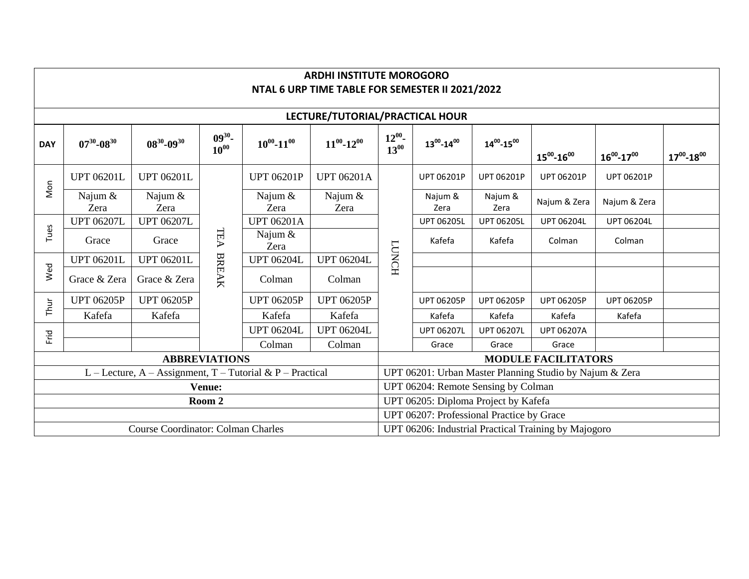**ARDHI INSTITUTE MOROGORO**

**NTAL 6 URP TIME TABLE FOR SEMESTER II 2021/2022**

**LECTURE/TUTORIAL/PRACTICAL HOUR**

| DAY | 07:30-08:30 | 08:30-09:30 | 09:30-10:00 | 10:00-11:00 | 11:00-12:00 | 12:00-13:00 | 13:00-14:00 | 14:00-15:00 | 15:00-16:00 | 16:00-17:00 | 17:00-18:00 |
|---|---|---|---|---|---|---|---|---|---|---|---|
| Mon | UPT 06201L | UPT 06201L | TEA BREAK | UPT 06201P | UPT 06201A | LUNCH | UPT 06201P | UPT 06201P | UPT 06201P | UPT 06201P | |
| | Najum & Zera | Najum & Zera | | Najum & Zera | Najum & Zera | | Najum & Zera | Najum & Zera | Najum & Zera | Najum & Zera | |
| Tues | UPT 06207L | UPT 06207L | | UPT 06201A | | | UPT 06205L | UPT 06205L | UPT 06204L | UPT 06204L | |
| | Grace | Grace | | Najum & Zera | | | Kafefa | Kafefa | Colman | Colman | |
| Wed | UPT 06201L | UPT 06201L | | UPT 06204L | UPT 06204L | | | | | | |
| | Grace & Zera | Grace & Zera | | Colman | Colman | | | | | | |
| Thur | UPT 06205P | UPT 06205P | | UPT 06205P | UPT 06205P | | UPT 06205P | UPT 06205P | UPT 06205P | UPT 06205P | |
| | Kafefa | Kafefa | | Kafefa | Kafefa | | Kafefa | Kafefa | Kafefa | Kafefa | |
| Frid | | | | UPT 06204L | UPT 06204L | | UPT 06207L | UPT 06207L | UPT 06207A | | |
| | | | | Colman | Colman | | Grace | Grace | Grace | | |

| ABBREVIATIONS | MODULE FACILITATORS |
|---|---|
| L – Lecture, A – Assignment, T – Tutorial & P – Practical | UPT 06201: Urban Master Planning Studio by Najum & Zera |
| **Venue:** | UPT 06204: Remote Sensing by Colman |
| **Room 2** | UPT 06205: Diploma Project by Kafefa |
| | UPT 06207: Professional Practice by Grace |
| Course Coordinator: Colman Charles | UPT 06206: Industrial Practical Training by Majogoro |